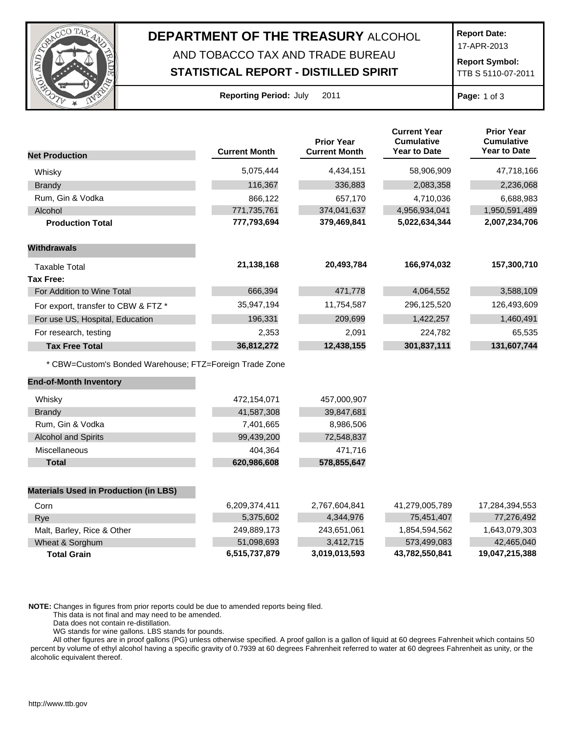# DEPARTMENT OF THE TREASURY ALCOHOL AND TOBACCO TAX AND TRADE BUREAU

## STATISTICAL REPORT - DISTILLED SPIRIT

**Report Date:** 17-APR-2013

**Report Symbol:** TTB S 5110-07-2011

**Reporting Period:** July 2011

| Net Production | Current Month | Prior Year Current Month | Current Year Cumulative Year to Date | Prior Year Cumulative Year to Date |
|---|---|---|---|---|
| Whisky | 5,075,444 | 4,434,151 | 58,906,909 | 47,718,166 |
| Brandy | 116,367 | 336,883 | 2,083,358 | 2,236,068 |
| Rum, Gin & Vodka | 866,122 | 657,170 | 4,710,036 | 6,688,983 |
| Alcohol | 771,735,761 | 374,041,637 | 4,956,934,041 | 1,950,591,489 |
| **Production Total** | **777,793,694** | **379,469,841** | **5,022,634,344** | **2,007,234,706** |
| **Withdrawals** | | | | |
| Taxable Total | **21,138,168** | **20,493,784** | **166,974,032** | **157,300,710** |
| **Tax Free:** | | | | |
| For Addition to Wine Total | 666,394 | 471,778 | 4,064,552 | 3,588,109 |
| For export, transfer to CBW & FTZ * | 35,947,194 | 11,754,587 | 296,125,520 | 126,493,609 |
| For use US, Hospital, Education | 196,331 | 209,699 | 1,422,257 | 1,460,491 |
| For research, testing | 2,353 | 2,091 | 224,782 | 65,535 |
| **Tax Free Total** | **36,812,272** | **12,438,155** | **301,837,111** | **131,607,744** |

* CBW=Custom's Bonded Warehouse; FTZ=Foreign Trade Zone

| End-of-Month Inventory | Current Month | Prior Year Current Month |
|---|---|---|
| Whisky | 472,154,071 | 457,000,907 |
| Brandy | 41,587,308 | 39,847,681 |
| Rum, Gin & Vodka | 7,401,665 | 8,986,506 |
| Alcohol and Spirits | 99,439,200 | 72,548,837 |
| Miscellaneous | 404,364 | 471,716 |
| **Total** | **620,986,608** | **578,855,647** |

| Materials Used in Production (in LBS) | Current Month | Prior Year Current Month | Current Year Cumulative Year to Date | Prior Year Cumulative Year to Date |
|---|---|---|---|---|
| Corn | 6,209,374,411 | 2,767,604,841 | 41,279,005,789 | 17,284,394,553 |
| Rye | 5,375,602 | 4,344,976 | 75,451,407 | 77,276,492 |
| Malt, Barley, Rice & Other | 249,889,173 | 243,651,061 | 1,854,594,562 | 1,643,079,303 |
| Wheat & Sorghum | 51,098,693 | 3,412,715 | 573,499,083 | 42,465,040 |
| **Total Grain** | **6,515,737,879** | **3,019,013,593** | **43,782,550,841** | **19,047,215,388** |

**NOTE:** Changes in figures from prior reports could be due to amended reports being filed.
This data is not final and may need to be amended.
Data does not contain re-distillation.
WG stands for wine gallons. LBS stands for pounds.
All other figures are in proof gallons (PG) unless otherwise specified. A proof gallon is a gallon of liquid at 60 degrees Fahrenheit which contains 50 percent by volume of ethyl alcohol having a specific gravity of 0.7939 at 60 degrees Fahrenheit referred to water at 60 degrees Fahrenheit as unity, or the alcoholic equivalent thereof.

http://www.ttb.gov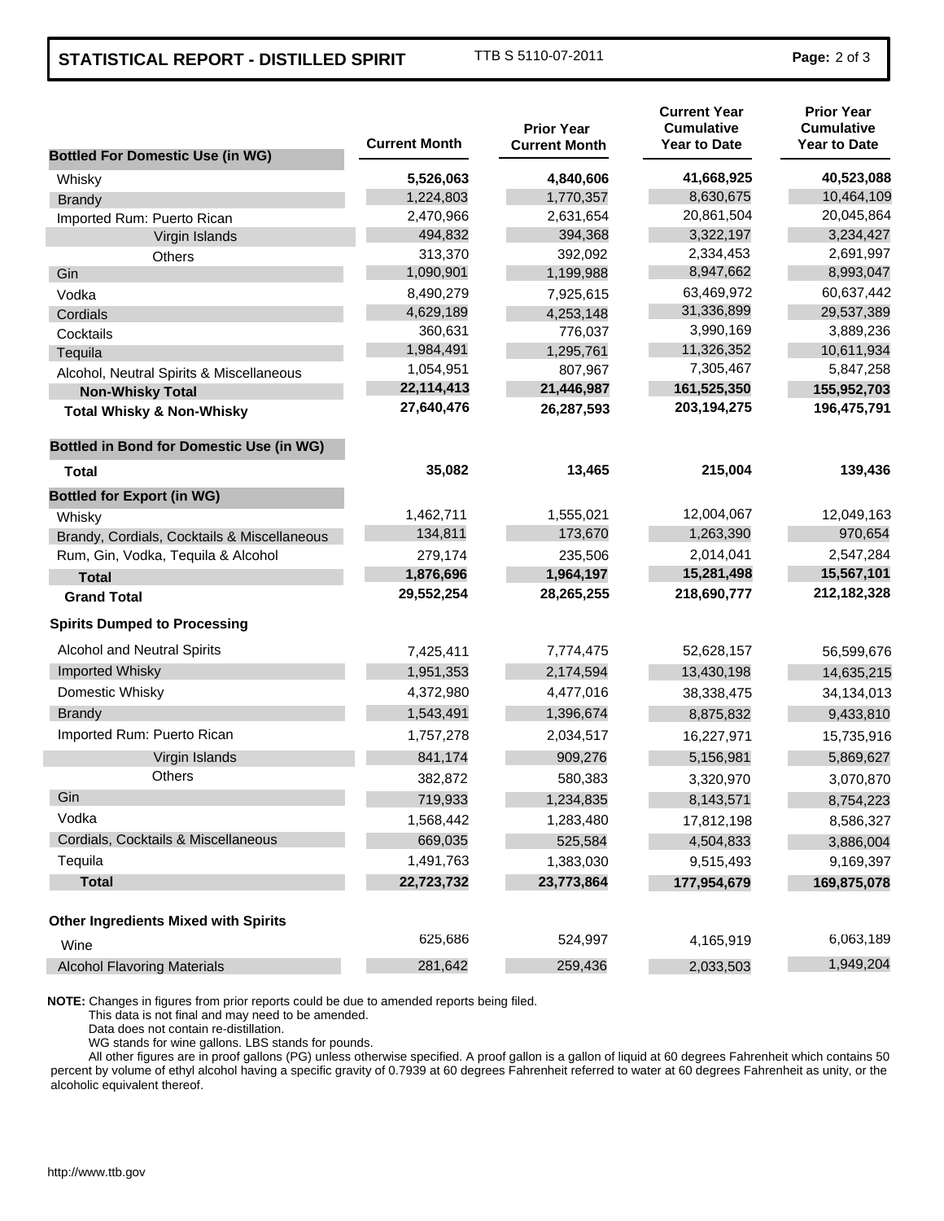| Bottled For Domestic Use (in WG) | Current Month | Prior Year Current Month | Current Year Cumulative Year to Date | Prior Year Cumulative Year to Date |
|---|---|---|---|---|
| Whisky | **5,526,063** | **4,840,606** | **41,668,925** | **40,523,088** |
| Brandy | 1,224,803 | 1,770,357 | 8,630,675 | 10,464,109 |
| Imported Rum: Puerto Rican | 2,470,966 | 2,631,654 | 20,861,504 | 20,045,864 |
| Virgin Islands | 494,832 | 394,368 | 3,322,197 | 3,234,427 |
| Others | 313,370 | 392,092 | 2,334,453 | 2,691,997 |
| Gin | 1,090,901 | 1,199,988 | 8,947,662 | 8,993,047 |
| Vodka | 8,490,279 | 7,925,615 | 63,469,972 | 60,637,442 |
| Cordials | 4,629,189 | 4,253,148 | 31,336,899 | 29,537,389 |
| Cocktails | 360,631 | 776,037 | 3,990,169 | 3,889,236 |
| Tequila | 1,984,491 | 1,295,761 | 11,326,352 | 10,611,934 |
| Alcohol, Neutral Spirits & Miscellaneous | 1,054,951 | 807,967 | 7,305,467 | 5,847,258 |
| **Non-Whisky Total** | **22,114,413** | **21,446,987** | **161,525,350** | **155,952,703** |
| **Total Whisky & Non-Whisky** | **27,640,476** | **26,287,593** | **203,194,275** | **196,475,791** |
| **Bottled in Bond for Domestic Use (in WG)** | | | | |
| **Total** | **35,082** | **13,465** | **215,004** | **139,436** |
| **Bottled for Export (in WG)** | | | | |
| Whisky | 1,462,711 | 1,555,021 | 12,004,067 | 12,049,163 |
| Brandy, Cordials, Cocktails & Miscellaneous | 134,811 | 173,670 | 1,263,390 | 970,654 |
| Rum, Gin, Vodka, Tequila & Alcohol | 279,174 | 235,506 | 2,014,041 | 2,547,284 |
| **Total** | **1,876,696** | **1,964,197** | **15,281,498** | **15,567,101** |
| **Grand Total** | **29,552,254** | **28,265,255** | **218,690,777** | **212,182,328** |
| **Spirits Dumped to Processing** | | | | |
| Alcohol and Neutral Spirits | 7,425,411 | 7,774,475 | 52,628,157 | 56,599,676 |
| Imported Whisky | 1,951,353 | 2,174,594 | 13,430,198 | 14,635,215 |
| Domestic Whisky | 4,372,980 | 4,477,016 | 38,338,475 | 34,134,013 |
| Brandy | 1,543,491 | 1,396,674 | 8,875,832 | 9,433,810 |
| Imported Rum: Puerto Rican | 1,757,278 | 2,034,517 | 16,227,971 | 15,735,916 |
| Virgin Islands | 841,174 | 909,276 | 5,156,981 | 5,869,627 |
| Others | 382,872 | 580,383 | 3,320,970 | 3,070,870 |
| Gin | 719,933 | 1,234,835 | 8,143,571 | 8,754,223 |
| Vodka | 1,568,442 | 1,283,480 | 17,812,198 | 8,586,327 |
| Cordials, Cocktails & Miscellaneous | 669,035 | 525,584 | 4,504,833 | 3,886,004 |
| Tequila | 1,491,763 | 1,383,030 | 9,515,493 | 9,169,397 |
| **Total** | **22,723,732** | **23,773,864** | **177,954,679** | **169,875,078** |
| **Other Ingredients Mixed with Spirits** | | | | |
| Wine | 625,686 | 524,997 | 4,165,919 | 6,063,189 |
| Alcohol Flavoring Materials | 281,642 | 259,436 | 2,033,503 | 1,949,204 |

**NOTE:** Changes in figures from prior reports could be due to amended reports being filed.
This data is not final and may need to be amended.
Data does not contain re-distillation.
WG stands for wine gallons. LBS stands for pounds.
All other figures are in proof gallons (PG) unless otherwise specified. A proof gallon is a gallon of liquid at 60 degrees Fahrenheit which contains 50 percent by volume of ethyl alcohol having a specific gravity of 0.7939 at 60 degrees Fahrenheit referred to water at 60 degrees Fahrenheit as unity, or the alcoholic equivalent thereof.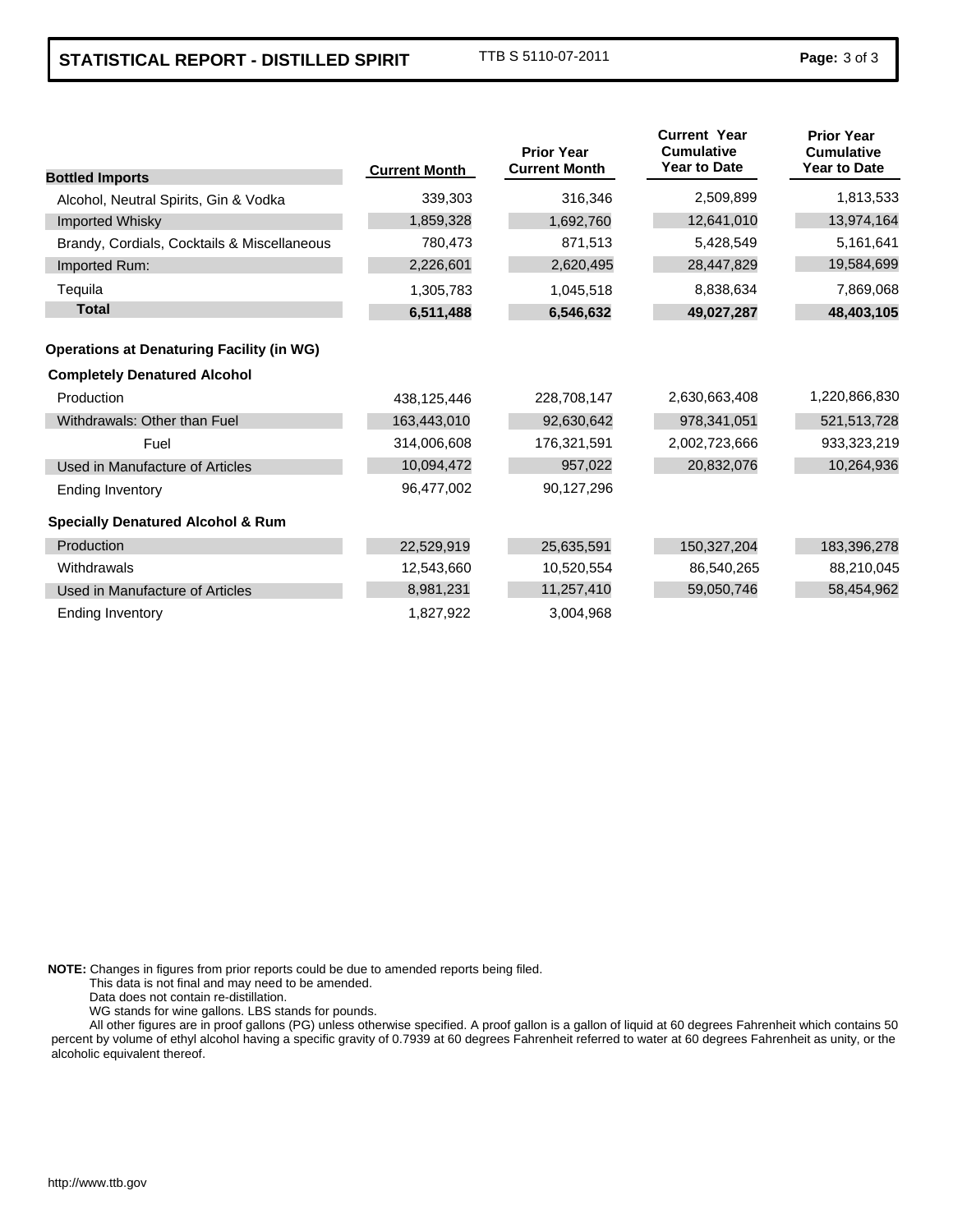| Bottled Imports | Current Month | Prior Year Current Month | Current Year Cumulative Year to Date | Prior Year Cumulative Year to Date |
|---|---|---|---|---|
| Alcohol, Neutral Spirits, Gin & Vodka | 339,303 | 316,346 | 2,509,899 | 1,813,533 |
| Imported Whisky | 1,859,328 | 1,692,760 | 12,641,010 | 13,974,164 |
| Brandy, Cordials, Cocktails & Miscellaneous | 780,473 | 871,513 | 5,428,549 | 5,161,641 |
| Imported Rum: | 2,226,601 | 2,620,495 | 28,447,829 | 19,584,699 |
| Tequila | 1,305,783 | 1,045,518 | 8,838,634 | 7,869,068 |
| **Total** | **6,511,488** | **6,546,632** | **49,027,287** | **48,403,105** |
| **Operations at Denaturing Facility (in WG)** | | | | |
| **Completely Denatured Alcohol** | | | | |
| Production | 438,125,446 | 228,708,147 | 2,630,663,408 | 1,220,866,830 |
| Withdrawals: Other than Fuel | 163,443,010 | 92,630,642 | 978,341,051 | 521,513,728 |
| Fuel | 314,006,608 | 176,321,591 | 2,002,723,666 | 933,323,219 |
| Used in Manufacture of Articles | 10,094,472 | 957,022 | 20,832,076 | 10,264,936 |
| Ending Inventory | 96,477,002 | 90,127,296 | | |
| **Specially Denatured Alcohol & Rum** | | | | |
| Production | 22,529,919 | 25,635,591 | 150,327,204 | 183,396,278 |
| Withdrawals | 12,543,660 | 10,520,554 | 86,540,265 | 88,210,045 |
| Used in Manufacture of Articles | 8,981,231 | 11,257,410 | 59,050,746 | 58,454,962 |
| Ending Inventory | 1,827,922 | 3,004,968 | | |

**NOTE:** Changes in figures from prior reports could be due to amended reports being filed.
This data is not final and may need to be amended.
Data does not contain re-distillation.
WG stands for wine gallons. LBS stands for pounds.
All other figures are in proof gallons (PG) unless otherwise specified. A proof gallon is a gallon of liquid at 60 degrees Fahrenheit which contains 50 percent by volume of ethyl alcohol having a specific gravity of 0.7939 at 60 degrees Fahrenheit referred to water at 60 degrees Fahrenheit as unity, or the alcoholic equivalent thereof.